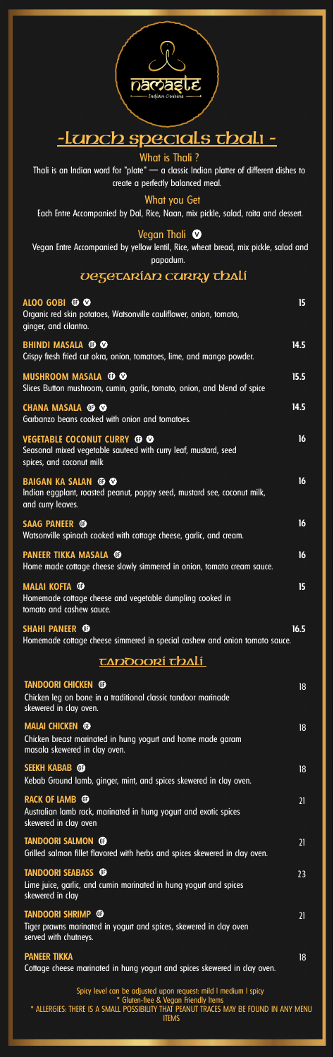namaste
Indian Cuisine

# -Lunch Specials Thali -

### What is Thali ?

Thali is an Indian word for "plate" — a classic Indian platter of different dishes to create a perfectly balanced meal.

### What you Get

Each Entre Accompanied by Dal, Rice, Naan, mix pickle, salad, raita and dessert.

### Vegan Thali Ⓥ

Vegan Entre Accompanied by yellow lentil, Rice, wheat bread, mix pickle, salad and papadum.

## Vegetarian Curry Thali

**ALOO GOBI** GF Ⓥ — 15
Organic red skin potatoes, Watsonville cauliflower, onion, tomato, ginger, and cilantro.

**BHINDI MASALA** GF Ⓥ — 14.5
Crispy fresh fried cut okra, onion, tomatoes, lime, and mango powder.

**MUSHROOM MASALA** GF Ⓥ — 15.5
Slices Button mushroom, cumin, garlic, tomato, onion, and blend of spice

**CHANA MASALA** GF Ⓥ — 14.5
Garbanzo beans cooked with onion and tomatoes.

**VEGETABLE COCONUT CURRY** GF Ⓥ — 16
Seasonal mixed vegetable sauteed with curry leaf, mustard, seed spices, and coconut milk

**BAIGAN KA SALAN** GF Ⓥ — 16
Indian eggplant, roasted peanut, poppy seed, mustard see, coconut milk, and curry leaves.

**SAAG PANEER** GF — 16
Watsonville spinach cooked with cottage cheese, garlic, and cream.

**PANEER TIKKA MASALA** GF — 16
Home made cottage cheese slowly simmered in onion, tomato cream sauce.

**MALAI KOFTA** GF — 15
Homemade cottage cheese and vegetable dumpling cooked in tomato and cashew sauce.

**SHAHI PANEER** GF — 16.5
Homemade cottage cheese simmered in special cashew and onion tomato sauce.

## Tandoori Thali

**TANDOORI CHICKEN** GF — 18
Chicken leg on bone in a traditional classic tandoor marinade skewered in clay oven.

**MALAI CHICKEN** GF — 18
Chicken breast marinated in hung yogurt and home made garam masala skewered in clay oven.

**SEEKH KABAB** GF — 18
Kebab Ground lamb, ginger, mint, and spices skewered in clay oven.

**RACK OF LAMB** GF — 21
Australian lamb rack, marinated in hung yogurt and exotic spices skewered in clay oven

**TANDOORI SALMON** GF — 21
Grilled salmon fillet flavored with herbs and spices skewered in clay oven.

**TANDOORI SEABASS** GF — 23
Lime juice, garlic, and cumin marinated in hung yogurt and spices skewered in clay

**TANDOORI SHRIMP** GF — 21
Tiger prawns marinated in yogurt and spices, skewered in clay oven served with chutneys.

**PANEER TIKKA** — 18
Cottage cheese marinated in hung yogurt and spices skewered in clay oven.

Spicy level can be adjusted upon request: mild | medium | spicy

* Gluten-free & Vegan Friendly Items

* ALLERGIES: THERE IS A SMALL POSSIBILITY THAT PEANUT TRACES MAY BE FOUND IN ANY MENU ITEMS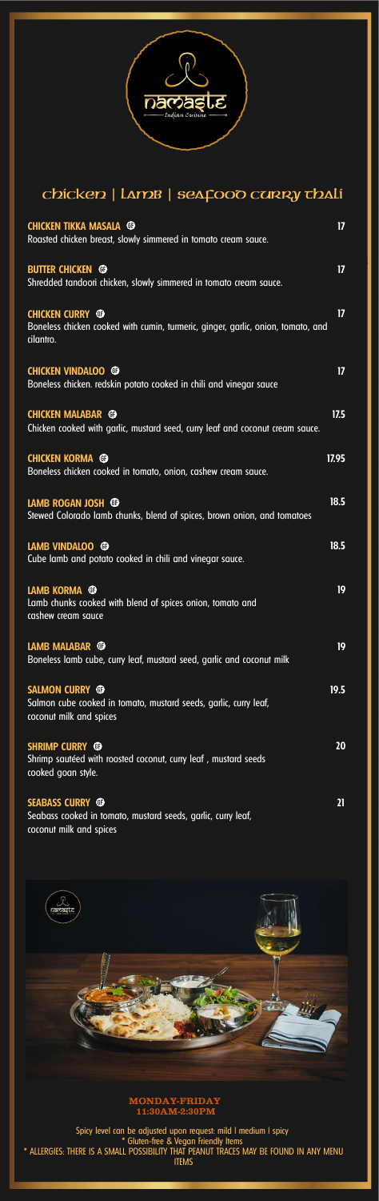namaste
Indian Cuisine

## chicken | lamb | seafood curry thali

**CHICKEN TIKKA MASALA** GF — 17
Roasted chicken breast, slowly simmered in tomato cream sauce.

**BUTTER CHICKEN** GF — 17
Shredded tandoori chicken, slowly simmered in tomato cream sauce.

**CHICKEN CURRY** GF — 17
Boneless chicken cooked with cumin, turmeric, ginger, garlic, onion, tomato, and cilantro.

**CHICKEN VINDALOO** GF — 17
Boneless chicken. redskin potato cooked in chili and vinegar sauce

**CHICKEN MALABAR** GF — 17.5
Chicken cooked with garlic, mustard seed, curry leaf and coconut cream sauce.

**CHICKEN KORMA** GF — 17.95
Boneless chicken cooked in tomato, onion, cashew cream sauce.

**LAMB ROGAN JOSH** GF — 18.5
Stewed Colorado lamb chunks, blend of spices, brown onion, and tomatoes

**LAMB VINDALOO** GF — 18.5
Cube lamb and potato cooked in chili and vinegar sauce.

**LAMB KORMA** GF — 19
Lamb chunks cooked with blend of spices onion, tomato and cashew cream sauce

**LAMB MALABAR** GF — 19
Boneless lamb cube, curry leaf, mustard seed, garlic and coconut milk

**SALMON CURRY** GF — 19.5
Salmon cube cooked in tomato, mustard seeds, garlic, curry leaf, coconut milk and spices

**SHRIMP CURRY** GF — 20
Shrimp sautéed with roosted coconut, curry leaf , mustard seeds cooked goan style.

**SEABASS CURRY** GF — 21
Seabass cooked in tomato, mustard seeds, garlic, curry leaf, coconut milk and spices

**MONDAY-FRIDAY**
**11:30AM-2:30PM**

Spicy level can be adjusted upon request: mild I medium I spicy
* Gluten-free & Vegan Friendly Items
* ALLERGIES: THERE IS A SMALL POSSIBILITY THAT PEANUT TRACES MAY BE FOUND IN ANY MENU ITEMS